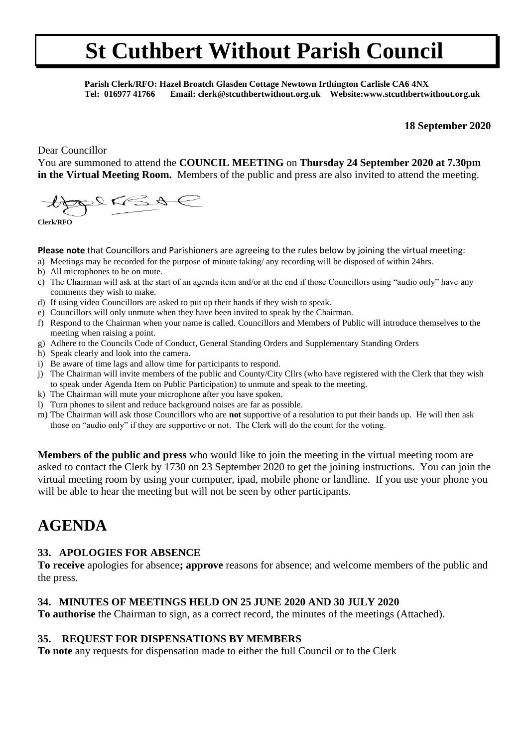# St Cuthbert Without Parish Council

**Parish Clerk/RFO: Hazel Broatch Glasden Cottage Newtown Irthington Carlisle CA6 4NX**
**Tel: 016977 41766 Email: clerk@stcuthbertwithout.org.uk Website:www.stcuthbertwithout.org.uk**

**18 September 2020**

Dear Councillor

You are summoned to attend the **COUNCIL MEETING** on **Thursday 24 September 2020 at 7.30pm in the Virtual Meeting Room.** Members of the public and press are also invited to attend the meeting.

**Clerk/RFO**

**Please note** that Councillors and Parishioners are agreeing to the rules below by joining the virtual meeting:

a) Meetings may be recorded for the purpose of minute taking/ any recording will be disposed of within 24hrs.
b) All microphones to be on mute.
c) The Chairman will ask at the start of an agenda item and/or at the end if those Councillors using "audio only" have any comments they wish to make.
d) If using video Councillors are asked to put up their hands if they wish to speak.
e) Councillors will only unmute when they have been invited to speak by the Chairman.
f) Respond to the Chairman when your name is called. Councillors and Members of Public will introduce themselves to the meeting when raising a point.
g) Adhere to the Councils Code of Conduct, General Standing Orders and Supplementary Standing Orders
h) Speak clearly and look into the camera.
i) Be aware of time lags and allow time for participants to respond.
j) The Chairman will invite members of the public and County/City Cllrs (who have registered with the Clerk that they wish to speak under Agenda Item on Public Participation) to unmute and speak to the meeting.
k) The Chairman will mute your microphone after you have spoken.
l) Turn phones to silent and reduce background noises are far as possible.
m) The Chairman will ask those Councillors who are **not** supportive of a resolution to put their hands up. He will then ask those on "audio only" if they are supportive or not. The Clerk will do the count for the voting.

**Members of the public and press** who would like to join the meeting in the virtual meeting room are asked to contact the Clerk by 1730 on 23 September 2020 to get the joining instructions. You can join the virtual meeting room by using your computer, ipad, mobile phone or landline. If you use your phone you will be able to hear the meeting but will not be seen by other participants.

## AGENDA

### 33. APOLOGIES FOR ABSENCE

**To receive** apologies for absence**; approve** reasons for absence; and welcome members of the public and the press.

### 34. MINUTES OF MEETINGS HELD ON 25 JUNE 2020 AND 30 JULY 2020

**To authorise** the Chairman to sign, as a correct record, the minutes of the meetings (Attached).

### 35. REQUEST FOR DISPENSATIONS BY MEMBERS

**To note** any requests for dispensation made to either the full Council or to the Clerk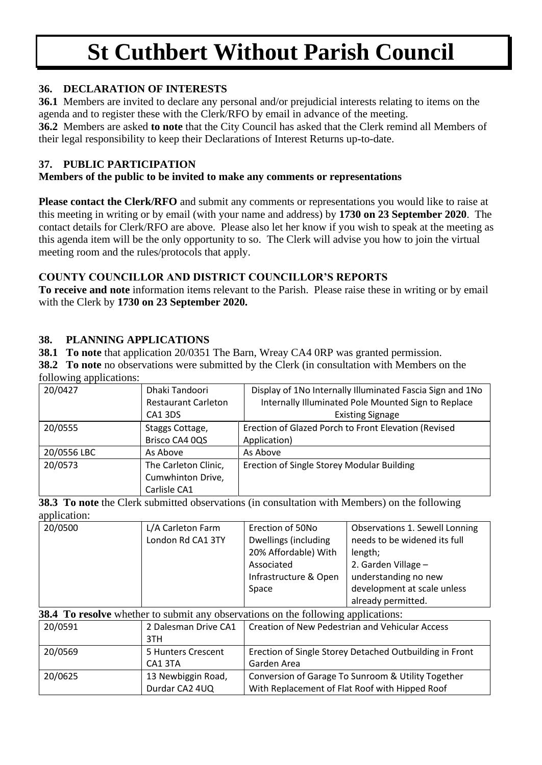# St Cuthbert Without Parish Council

### 36. DECLARATION OF INTERESTS

**36.1** Members are invited to declare any personal and/or prejudicial interests relating to items on the agenda and to register these with the Clerk/RFO by email in advance of the meeting.

**36.2** Members are asked **to note** that the City Council has asked that the Clerk remind all Members of their legal responsibility to keep their Declarations of Interest Returns up-to-date.

### 37. PUBLIC PARTICIPATION

**Members of the public to be invited to make any comments or representations**

**Please contact the Clerk/RFO** and submit any comments or representations you would like to raise at this meeting in writing or by email (with your name and address) by **1730 on 23 September 2020**. The contact details for Clerk/RFO are above. Please also let her know if you wish to speak at the meeting as this agenda item will be the only opportunity to so. The Clerk will advise you how to join the virtual meeting room and the rules/protocols that apply.

### COUNTY COUNCILLOR AND DISTRICT COUNCILLOR'S REPORTS

**To receive and note** information items relevant to the Parish. Please raise these in writing or by email with the Clerk by **1730 on 23 September 2020.**

### 38. PLANNING APPLICATIONS

**38.1 To note** that application 20/0351 The Barn, Wreay CA4 0RP was granted permission.

**38.2 To note** no observations were submitted by the Clerk (in consultation with Members on the following applications:

| | | |
|---|---|---|
| 20/0427 | Dhaki Tandoori Restaurant Carleton CA1 3DS | Display of 1No Internally Illuminated Fascia Sign and 1No Internally Illuminated Pole Mounted Sign to Replace Existing Signage |
| 20/0555 | Staggs Cottage, Brisco CA4 0QS | Erection of Glazed Porch to Front Elevation (Revised Application) |
| 20/0556 LBC | As Above | As Above |
| 20/0573 | The Carleton Clinic, Cumwhinton Drive, Carlisle CA1 | Erection of Single Storey Modular Building |

**38.3 To note** the Clerk submitted observations (in consultation with Members) on the following application:

| | | | |
|---|---|---|---|
| 20/0500 | L/A Carleton Farm London Rd CA1 3TY | Erection of 50No Dwellings (including 20% Affordable) With Associated Infrastructure & Open Space | Observations 1. Sewell Lonning needs to be widened its full length; 2. Garden Village – understanding no new development at scale unless already permitted. |

**38.4 To resolve** whether to submit any observations on the following applications:

| | | |
|---|---|---|
| 20/0591 | 2 Dalesman Drive CA1 3TH | Creation of New Pedestrian and Vehicular Access |
| 20/0569 | 5 Hunters Crescent CA1 3TA | Erection of Single Storey Detached Outbuilding in Front Garden Area |
| 20/0625 | 13 Newbiggin Road, Durdar CA2 4UQ | Conversion of Garage To Sunroom & Utility Together With Replacement of Flat Roof with Hipped Roof |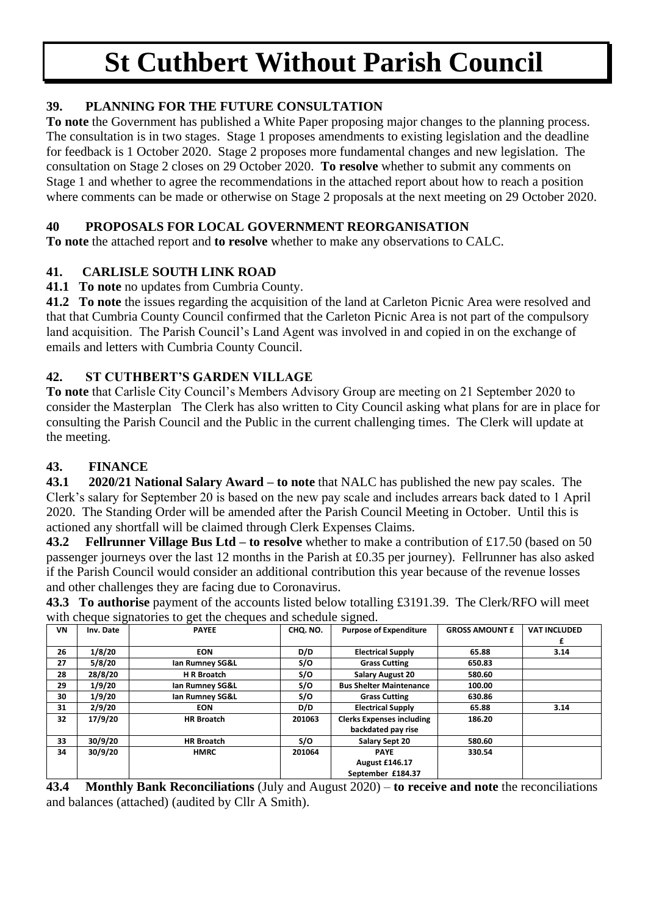# St Cuthbert Without Parish Council

## 39. PLANNING FOR THE FUTURE CONSULTATION

**To note** the Government has published a White Paper proposing major changes to the planning process. The consultation is in two stages. Stage 1 proposes amendments to existing legislation and the deadline for feedback is 1 October 2020. Stage 2 proposes more fundamental changes and new legislation. The consultation on Stage 2 closes on 29 October 2020. **To resolve** whether to submit any comments on Stage 1 and whether to agree the recommendations in the attached report about how to reach a position where comments can be made or otherwise on Stage 2 proposals at the next meeting on 29 October 2020.

## 40 PROPOSALS FOR LOCAL GOVERNMENT REORGANISATION

**To note** the attached report and **to resolve** whether to make any observations to CALC.

## 41. CARLISLE SOUTH LINK ROAD

**41.1 To note** no updates from Cumbria County.

**41.2 To note** the issues regarding the acquisition of the land at Carleton Picnic Area were resolved and that that Cumbria County Council confirmed that the Carleton Picnic Area is not part of the compulsory land acquisition. The Parish Council's Land Agent was involved in and copied in on the exchange of emails and letters with Cumbria County Council.

## 42. ST CUTHBERT'S GARDEN VILLAGE

**To note** that Carlisle City Council's Members Advisory Group are meeting on 21 September 2020 to consider the Masterplan The Clerk has also written to City Council asking what plans for are in place for consulting the Parish Council and the Public in the current challenging times. The Clerk will update at the meeting.

## 43. FINANCE

**43.1 2020/21 National Salary Award – to note** that NALC has published the new pay scales. The Clerk's salary for September 20 is based on the new pay scale and includes arrears back dated to 1 April 2020. The Standing Order will be amended after the Parish Council Meeting in October. Until this is actioned any shortfall will be claimed through Clerk Expenses Claims.

**43.2 Fellrunner Village Bus Ltd – to resolve** whether to make a contribution of £17.50 (based on 50 passenger journeys over the last 12 months in the Parish at £0.35 per journey). Fellrunner has also asked if the Parish Council would consider an additional contribution this year because of the revenue losses and other challenges they are facing due to Coronavirus.

**43.3 To authorise** payment of the accounts listed below totalling £3191.39. The Clerk/RFO will meet with cheque signatories to get the cheques and schedule signed.

| VN | Inv. Date | PAYEE | CHQ. NO. | Purpose of Expenditure | GROSS AMOUNT £ | VAT INCLUDED £ |
|---|---|---|---|---|---|---|
| 26 | 1/8/20 | EON | D/D | Electrical Supply | 65.88 | 3.14 |
| 27 | 5/8/20 | Ian Rumney SG&L | S/O | Grass Cutting | 650.83 | |
| 28 | 28/8/20 | H R Broatch | S/O | Salary August 20 | 580.60 | |
| 29 | 1/9/20 | Ian Rumney SG&L | S/O | Bus Shelter Maintenance | 100.00 | |
| 30 | 1/9/20 | Ian Rumney SG&L | S/O | Grass Cutting | 630.86 | |
| 31 | 2/9/20 | EON | D/D | Electrical Supply | 65.88 | 3.14 |
| 32 | 17/9/20 | HR Broatch | 201063 | Clerks Expenses including backdated pay rise | 186.20 | |
| 33 | 30/9/20 | HR Broatch | S/O | Salary Sept 20 | 580.60 | |
| 34 | 30/9/20 | HMRC | 201064 | PAYE August £146.17 September £184.37 | 330.54 | |

**43.4 Monthly Bank Reconciliations** (July and August 2020) – **to receive and note** the reconciliations and balances (attached) (audited by Cllr A Smith).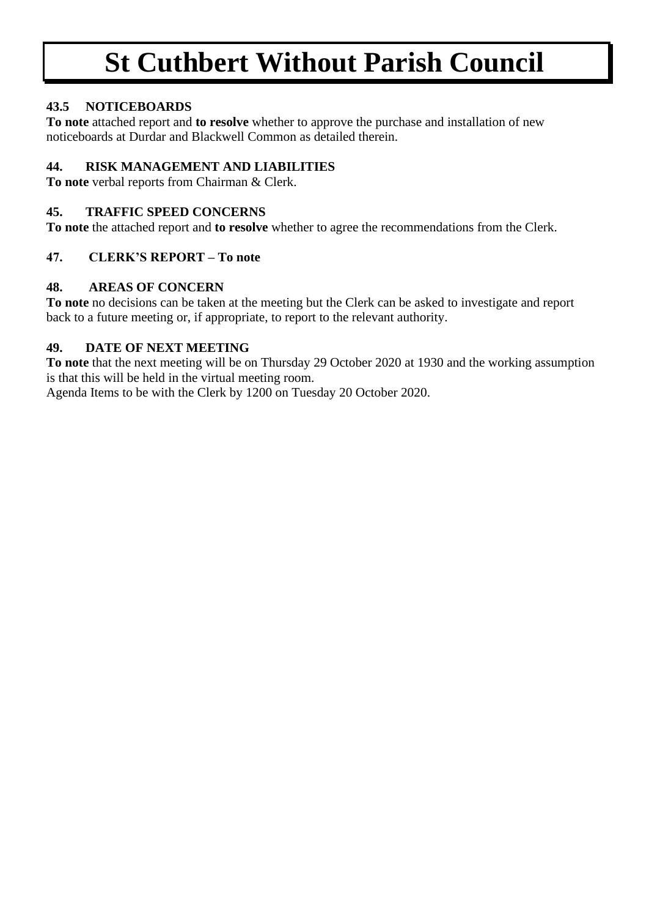# St Cuthbert Without Parish Council

### 43.5 NOTICEBOARDS

**To note** attached report and **to resolve** whether to approve the purchase and installation of new noticeboards at Durdar and Blackwell Common as detailed therein.

### 44. RISK MANAGEMENT AND LIABILITIES

**To note** verbal reports from Chairman & Clerk.

### 45. TRAFFIC SPEED CONCERNS

**To note** the attached report and **to resolve** whether to agree the recommendations from the Clerk.

### 47. CLERK'S REPORT – To note

### 48. AREAS OF CONCERN

**To note** no decisions can be taken at the meeting but the Clerk can be asked to investigate and report back to a future meeting or, if appropriate, to report to the relevant authority.

### 49. DATE OF NEXT MEETING

**To note** that the next meeting will be on Thursday 29 October 2020 at 1930 and the working assumption is that this will be held in the virtual meeting room.

Agenda Items to be with the Clerk by 1200 on Tuesday 20 October 2020.